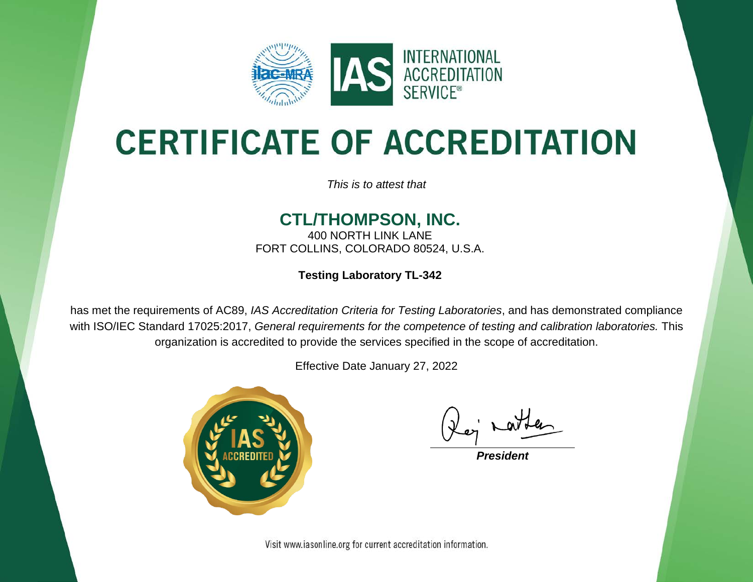INTERNATIONAL ACCREDITATION SERVICE®

# CERTIFICATE OF ACCREDITATION

*This is to attest that*

## CTL/THOMPSON, INC.

400 NORTH LINK LANE
FORT COLLINS, COLORADO 80524, U.S.A.

**Testing Laboratory TL-342**

has met the requirements of AC89, *IAS Accreditation Criteria for Testing Laboratories*, and has demonstrated compliance with ISO/IEC Standard 17025:2017, *General requirements for the competence of testing and calibration laboratories.* This organization is accredited to provide the services specified in the scope of accreditation.

Effective Date January 27, 2022

***President***

Visit www.iasonline.org for current accreditation information.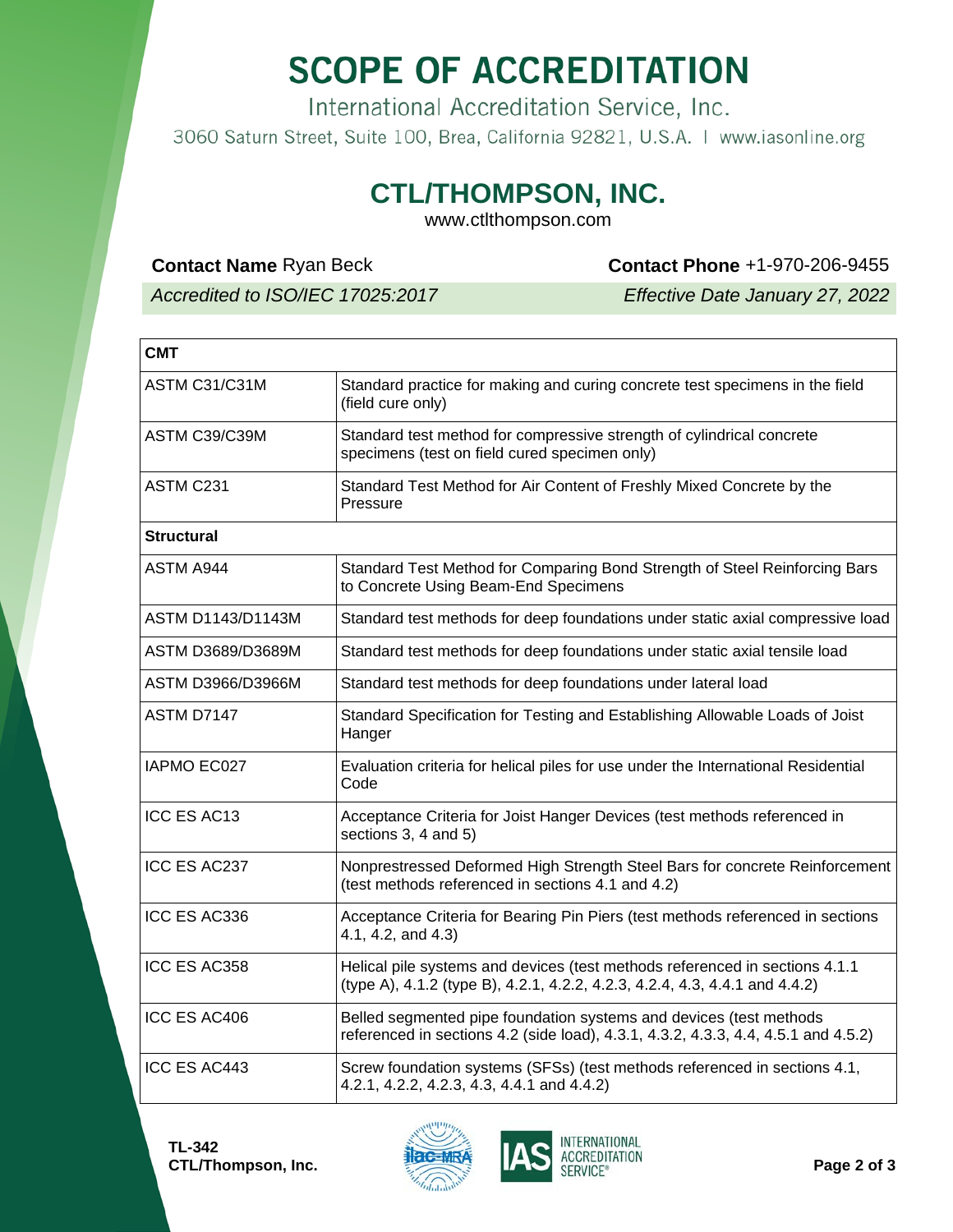# SCOPE OF ACCREDITATION

International Accreditation Service, Inc.

3060 Saturn Street, Suite 100, Brea, California 92821, U.S.A. | www.iasonline.org

## CTL/THOMPSON, INC.

www.ctlthompson.com

**Contact Name** Ryan Beck **Contact Phone** +1-970-206-9455

*Accredited to ISO/IEC 17025:2017* *Effective Date January 27, 2022*

| **CMT** | |
|---|---|
| ASTM C31/C31M | Standard practice for making and curing concrete test specimens in the field (field cure only) |
| ASTM C39/C39M | Standard test method for compressive strength of cylindrical concrete specimens (test on field cured specimen only) |
| ASTM C231 | Standard Test Method for Air Content of Freshly Mixed Concrete by the Pressure |
| **Structural** | |
| ASTM A944 | Standard Test Method for Comparing Bond Strength of Steel Reinforcing Bars to Concrete Using Beam-End Specimens |
| ASTM D1143/D1143M | Standard test methods for deep foundations under static axial compressive load |
| ASTM D3689/D3689M | Standard test methods for deep foundations under static axial tensile load |
| ASTM D3966/D3966M | Standard test methods for deep foundations under lateral load |
| ASTM D7147 | Standard Specification for Testing and Establishing Allowable Loads of Joist Hanger |
| IAPMO EC027 | Evaluation criteria for helical piles for use under the International Residential Code |
| ICC ES AC13 | Acceptance Criteria for Joist Hanger Devices (test methods referenced in sections 3, 4 and 5) |
| ICC ES AC237 | Nonprestressed Deformed High Strength Steel Bars for concrete Reinforcement (test methods referenced in sections 4.1 and 4.2) |
| ICC ES AC336 | Acceptance Criteria for Bearing Pin Piers (test methods referenced in sections 4.1, 4.2, and 4.3) |
| ICC ES AC358 | Helical pile systems and devices (test methods referenced in sections 4.1.1 (type A), 4.1.2 (type B), 4.2.1, 4.2.2, 4.2.3, 4.2.4, 4.3, 4.4.1 and 4.4.2) |
| ICC ES AC406 | Belled segmented pipe foundation systems and devices (test methods referenced in sections 4.2 (side load), 4.3.1, 4.3.2, 4.3.3, 4.4, 4.5.1 and 4.5.2) |
| ICC ES AC443 | Screw foundation systems (SFSs) (test methods referenced in sections 4.1, 4.2.1, 4.2.2, 4.2.3, 4.3, 4.4.1 and 4.4.2) |

**TL-342**
**CTL/Thompson, Inc.**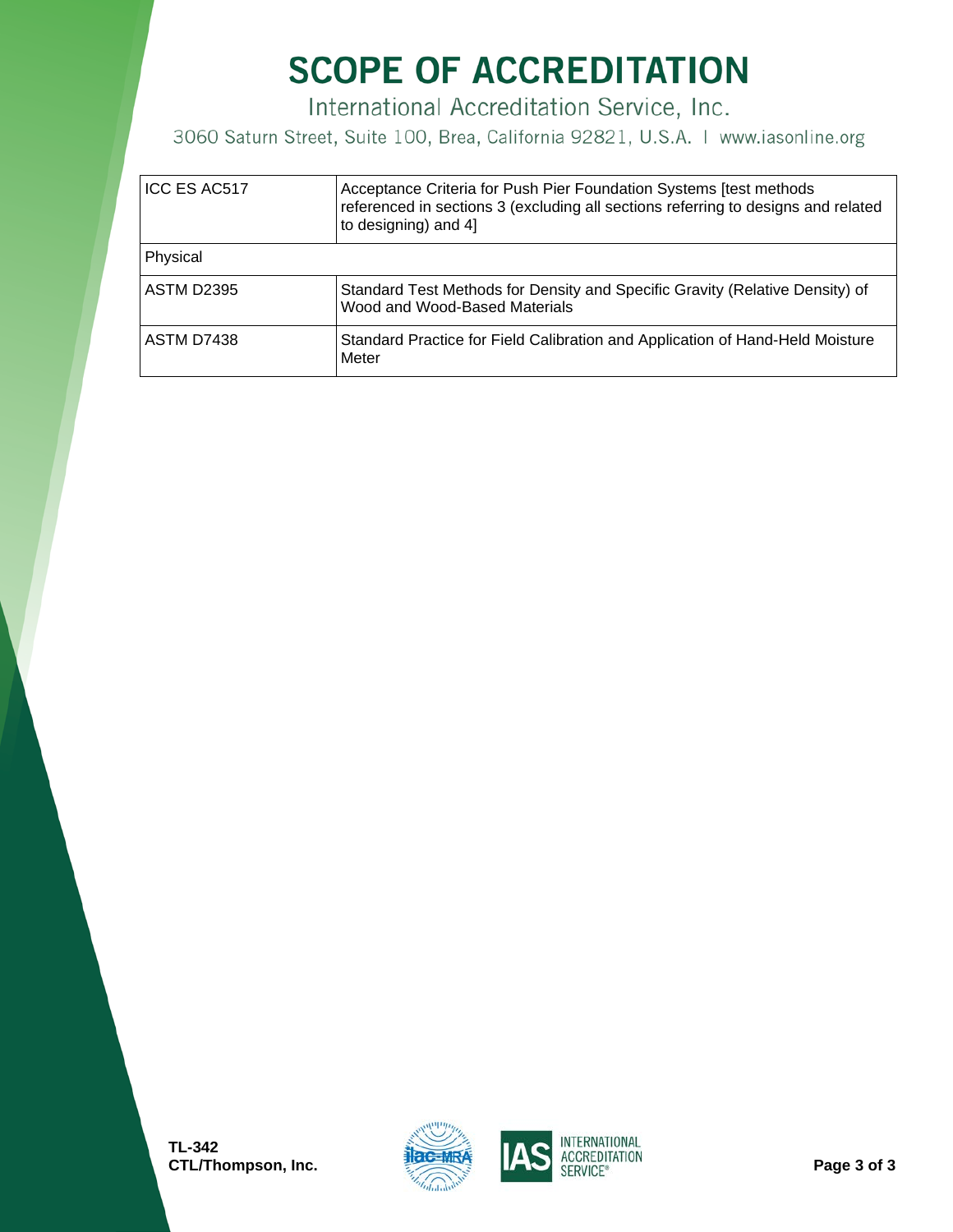# SCOPE OF ACCREDITATION

International Accreditation Service, Inc.

3060 Saturn Street, Suite 100, Brea, California 92821, U.S.A. | www.iasonline.org

| | |
|---|---|
| ICC ES AC517 | Acceptance Criteria for Push Pier Foundation Systems [test methods referenced in sections 3 (excluding all sections referring to designs and related to designing) and 4] |
| Physical | |
| ASTM D2395 | Standard Test Methods for Density and Specific Gravity (Relative Density) of Wood and Wood-Based Materials |
| ASTM D7438 | Standard Practice for Field Calibration and Application of Hand-Held Moisture Meter |

**TL-342**
**CTL/Thompson, Inc.**